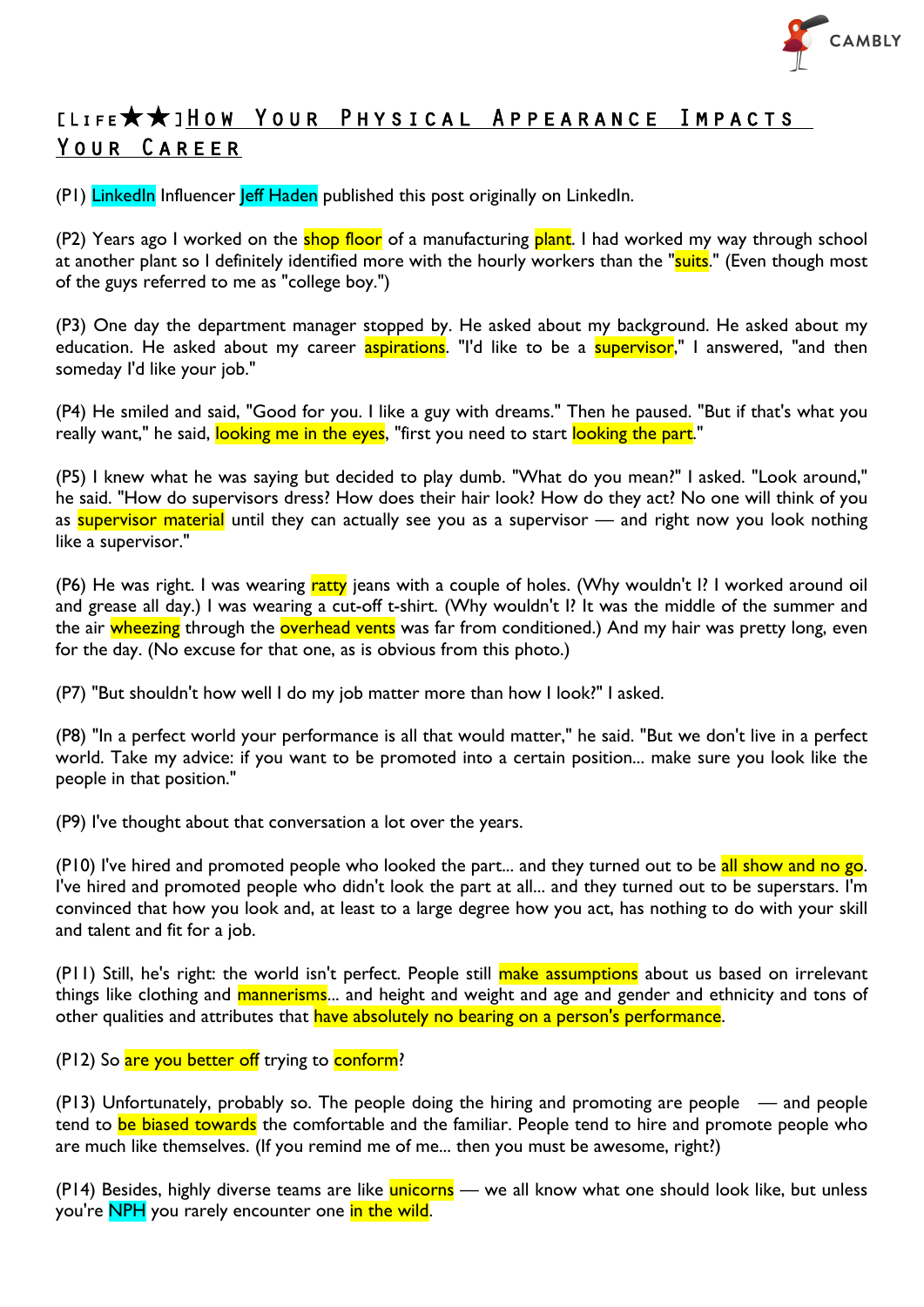# [LIFE★★]How Your Physical Appearance Impacts Your Career

(P1) LinkedIn Influencer Jeff Haden published this post originally on LinkedIn.

(P2) Years ago I worked on the shop floor of a manufacturing plant. I had worked my way through school at another plant so I definitely identified more with the hourly workers than the "suits." (Even though most of the guys referred to me as "college boy.")

(P3) One day the department manager stopped by. He asked about my background. He asked about my education. He asked about my career aspirations. "I'd like to be a supervisor," I answered, "and then someday I'd like your job."

(P4) He smiled and said, "Good for you. I like a guy with dreams." Then he paused. "But if that's what you really want," he said, looking me in the eyes, "first you need to start looking the part."

(P5) I knew what he was saying but decided to play dumb. "What do you mean?" I asked. "Look around," he said. "How do supervisors dress? How does their hair look? How do they act? No one will think of you as supervisor material until they can actually see you as a supervisor — and right now you look nothing like a supervisor."

(P6) He was right. I was wearing ratty jeans with a couple of holes. (Why wouldn't I? I worked around oil and grease all day.) I was wearing a cut-off t-shirt. (Why wouldn't I? It was the middle of the summer and the air wheezing through the overhead vents was far from conditioned.) And my hair was pretty long, even for the day. (No excuse for that one, as is obvious from this photo.)

(P7) "But shouldn't how well I do my job matter more than how I look?" I asked.

(P8) "In a perfect world your performance is all that would matter," he said. "But we don't live in a perfect world. Take my advice: if you want to be promoted into a certain position... make sure you look like the people in that position."

(P9) I've thought about that conversation a lot over the years.

(P10) I've hired and promoted people who looked the part... and they turned out to be all show and no go. I've hired and promoted people who didn't look the part at all... and they turned out to be superstars. I'm convinced that how you look and, at least to a large degree how you act, has nothing to do with your skill and talent and fit for a job.

(P11) Still, he's right: the world isn't perfect. People still make assumptions about us based on irrelevant things like clothing and mannerisms... and height and weight and age and gender and ethnicity and tons of other qualities and attributes that have absolutely no bearing on a person's performance.

(P12) So are you better off trying to conform?

(P13) Unfortunately, probably so. The people doing the hiring and promoting are people — and people tend to be biased towards the comfortable and the familiar. People tend to hire and promote people who are much like themselves. (If you remind me of me... then you must be awesome, right?)

(P14) Besides, highly diverse teams are like unicorns — we all know what one should look like, but unless you're NPH you rarely encounter one in the wild.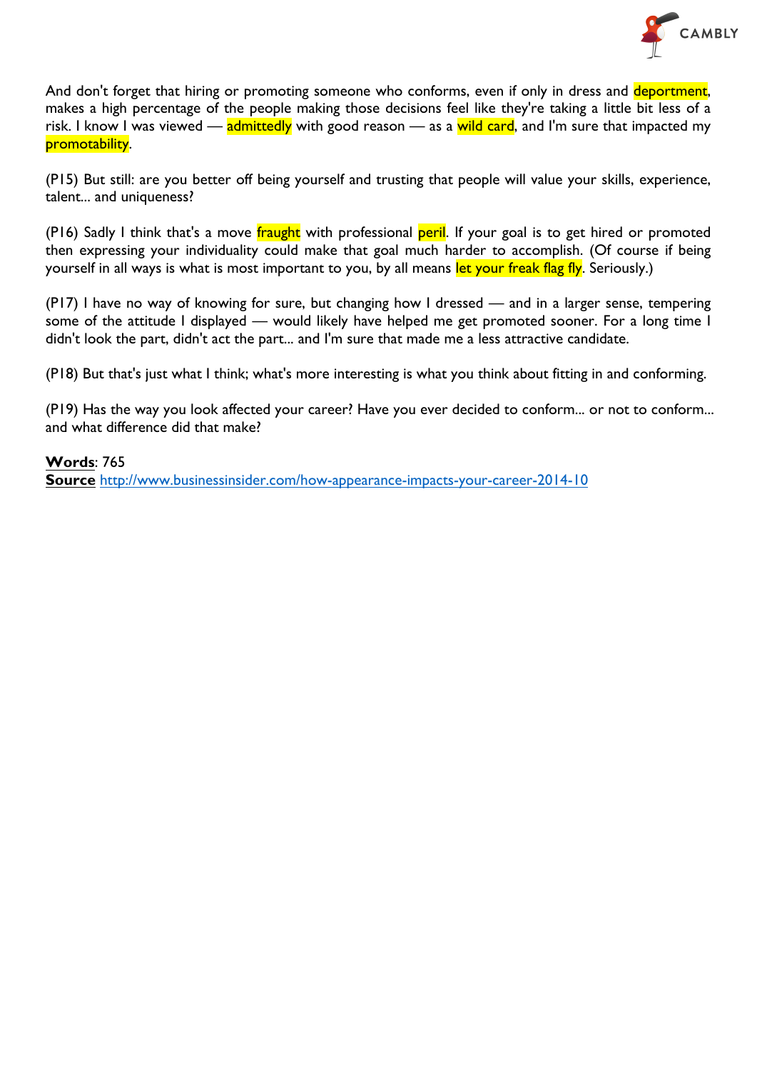And don't forget that hiring or promoting someone who conforms, even if only in dress and deportment, makes a high percentage of the people making those decisions feel like they're taking a little bit less of a risk. I know I was viewed — admittedly with good reason — as a wild card, and I'm sure that impacted my promotability.

(P15) But still: are you better off being yourself and trusting that people will value your skills, experience, talent... and uniqueness?

(P16) Sadly I think that's a move fraught with professional peril. If your goal is to get hired or promoted then expressing your individuality could make that goal much harder to accomplish. (Of course if being yourself in all ways is what is most important to you, by all means let your freak flag fly. Seriously.)

(P17) I have no way of knowing for sure, but changing how I dressed — and in a larger sense, tempering some of the attitude I displayed — would likely have helped me get promoted sooner. For a long time I didn't look the part, didn't act the part... and I'm sure that made me a less attractive candidate.

(P18) But that's just what I think; what's more interesting is what you think about fitting in and conforming.

(P19) Has the way you look affected your career? Have you ever decided to conform... or not to conform... and what difference did that make?

**Words**: 765
**Source** http://www.businessinsider.com/how-appearance-impacts-your-career-2014-10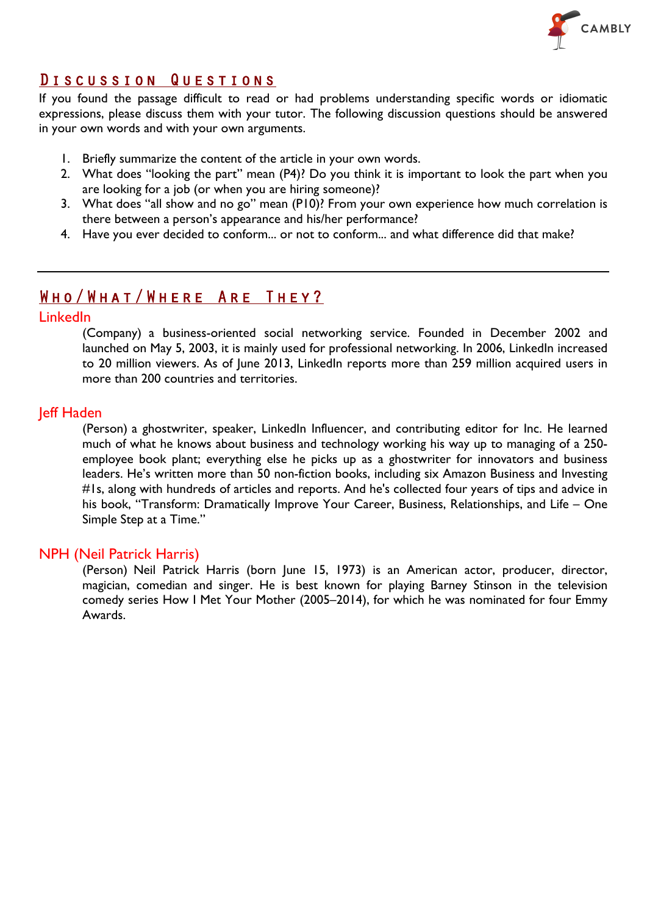## Discussion Questions

If you found the passage difficult to read or had problems understanding specific words or idiomatic expressions, please discuss them with your tutor. The following discussion questions should be answered in your own words and with your own arguments.

1. Briefly summarize the content of the article in your own words.
2. What does "looking the part" mean (P4)? Do you think it is important to look the part when you are looking for a job (or when you are hiring someone)?
3. What does "all show and no go" mean (P10)? From your own experience how much correlation is there between a person's appearance and his/her performance?
4. Have you ever decided to conform... or not to conform... and what difference did that make?

---

## Who/What/Where Are They?

### LinkedIn

(Company) a business-oriented social networking service. Founded in December 2002 and launched on May 5, 2003, it is mainly used for professional networking. In 2006, LinkedIn increased to 20 million viewers. As of June 2013, LinkedIn reports more than 259 million acquired users in more than 200 countries and territories.

### Jeff Haden

(Person) a ghostwriter, speaker, LinkedIn Influencer, and contributing editor for Inc. He learned much of what he knows about business and technology working his way up to managing of a 250-employee book plant; everything else he picks up as a ghostwriter for innovators and business leaders. He's written more than 50 non-fiction books, including six Amazon Business and Investing #1s, along with hundreds of articles and reports. And he's collected four years of tips and advice in his book, "Transform: Dramatically Improve Your Career, Business, Relationships, and Life – One Simple Step at a Time."

### NPH (Neil Patrick Harris)

(Person) Neil Patrick Harris (born June 15, 1973) is an American actor, producer, director, magician, comedian and singer. He is best known for playing Barney Stinson in the television comedy series How I Met Your Mother (2005–2014), for which he was nominated for four Emmy Awards.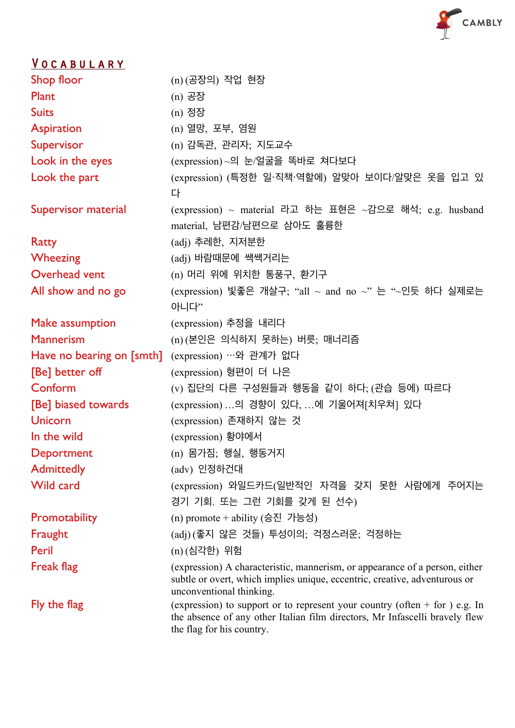## VOCABULARY

| | |
|---|---|
| Shop floor | (n) (공장의) 작업 현장 |
| Plant | (n) 공장 |
| Suits | (n) 정장 |
| Aspiration | (n) 열망, 포부, 염원 |
| Supervisor | (n) 감독관, 관리자; 지도교수 |
| Look in the eyes | (expression) ~의 눈/얼굴을 똑바로 쳐다보다 |
| Look the part | (expression) (특정한 일·직책·역할에) 알맞아 보이다/알맞은 옷을 입고 있다 |
| Supervisor material | (expression) ~ material 라고 하는 표현은 ~감으로 해석; e.g. husband material, 남편감/남편으로 삼아도 훌륭한 |
| Ratty | (adj) 추레한, 지저분한 |
| Wheezing | (adj) 바람때문에 쌕쌕거리는 |
| Overhead vent | (n) 머리 위에 위치한 통풍구, 환기구 |
| All show and no go | (expression) 빛좋은 개살구; "all ~ and no ~" 는 "~인듯 하다 실제로는 아니다" |
| Make assumption | (expression) 추정을 내리다 |
| Mannerism | (n) (본인은 의식하지 못하는) 버릇; 매너리즘 |
| Have no bearing on [smth] | (expression) …와 관계가 없다 |
| [Be] better off | (expression) 형편이 더 나은 |
| Conform | (v) 집단의 다른 구성원들과 행동을 같이 하다; (관습 등에) 따르다 |
| [Be] biased towards | (expression) …의 경향이 있다, …에 기울어져[치우쳐] 있다 |
| Unicorn | (expression) 존재하지 않는 것 |
| In the wild | (expression) 황야에서 |
| Deportment | (n) 몸가짐; 행실, 행동거지 |
| Admittedly | (adv) 인정하건대 |
| Wild card | (expression) 와일드카드(일반적인 자격을 갖지 못한 사람에게 주어지는 경기 기회. 또는 그런 기회를 갖게 된 선수) |
| Promotability | (n) promote + ability (승진 가능성) |
| Fraught | (adj) (좋지 않은 것들) 투성이의; 걱정스러운; 걱정하는 |
| Peril | (n) (심각한) 위험 |
| Freak flag | (expression) A characteristic, mannerism, or appearance of a person, either subtle or overt, which implies unique, eccentric, creative, adventurous or unconventional thinking. |
| Fly the flag | (expression) to support or to represent your country (often + for ) e.g. In the absence of any other Italian film directors, Mr Infascelli bravely flew the flag for his country. |